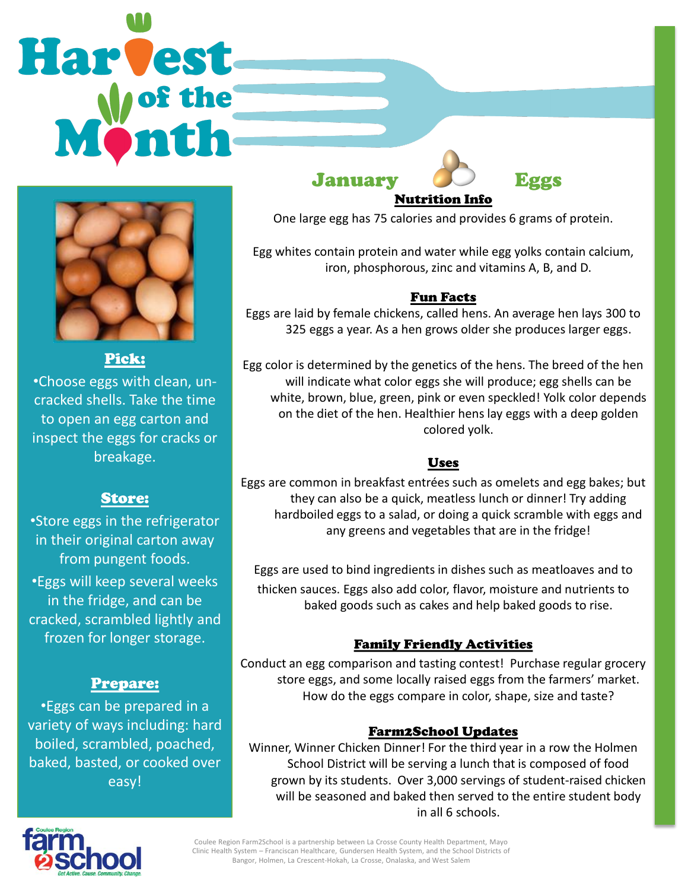# Harvest of the Month

## January — Eggs

### Pick:

- Choose eggs with clean, un-cracked shells. Take the time to open an egg carton and inspect the eggs for cracks or breakage.

### Store:

- Store eggs in the refrigerator in their original carton away from pungent foods.
- Eggs will keep several weeks in the fridge, and can be cracked, scrambled lightly and frozen for longer storage.

### Prepare:

- Eggs can be prepared in a variety of ways including: hard boiled, scrambled, poached, baked, basted, or cooked over easy!

### Nutrition Info

One large egg has 75 calories and provides 6 grams of protein.

Egg whites contain protein and water while egg yolks contain calcium, iron, phosphorous, zinc and vitamins A, B, and D.

### Fun Facts

Eggs are laid by female chickens, called hens. An average hen lays 300 to 325 eggs a year. As a hen grows older she produces larger eggs.

Egg color is determined by the genetics of the hens. The breed of the hen will indicate what color eggs she will produce; egg shells can be white, brown, blue, green, pink or even speckled! Yolk color depends on the diet of the hen. Healthier hens lay eggs with a deep golden colored yolk.

### Uses

Eggs are common in breakfast entrées such as omelets and egg bakes; but they can also be a quick, meatless lunch or dinner! Try adding hardboiled eggs to a salad, or doing a quick scramble with eggs and any greens and vegetables that are in the fridge!

Eggs are used to bind ingredients in dishes such as meatloaves and to thicken sauces. Eggs also add color, flavor, moisture and nutrients to baked goods such as cakes and help baked goods to rise.

### Family Friendly Activities

Conduct an egg comparison and tasting contest! Purchase regular grocery store eggs, and some locally raised eggs from the farmers' market. How do the eggs compare in color, shape, size and taste?

### Farm2School Updates

Winner, Winner Chicken Dinner! For the third year in a row the Holmen School District will be serving a lunch that is composed of food grown by its students. Over 3,000 servings of student-raised chicken will be seasoned and baked then served to the entire student body in all 6 schools.

Coulee Region Farm2School — Get Active. Cause. Community. Change.

Coulee Region Farm2School is a partnership between La Crosse County Health Department, Mayo Clinic Health System – Franciscan Healthcare, Gundersen Health System, and the School Districts of Bangor, Holmen, La Crescent-Hokah, La Crosse, Onalaska, and West Salem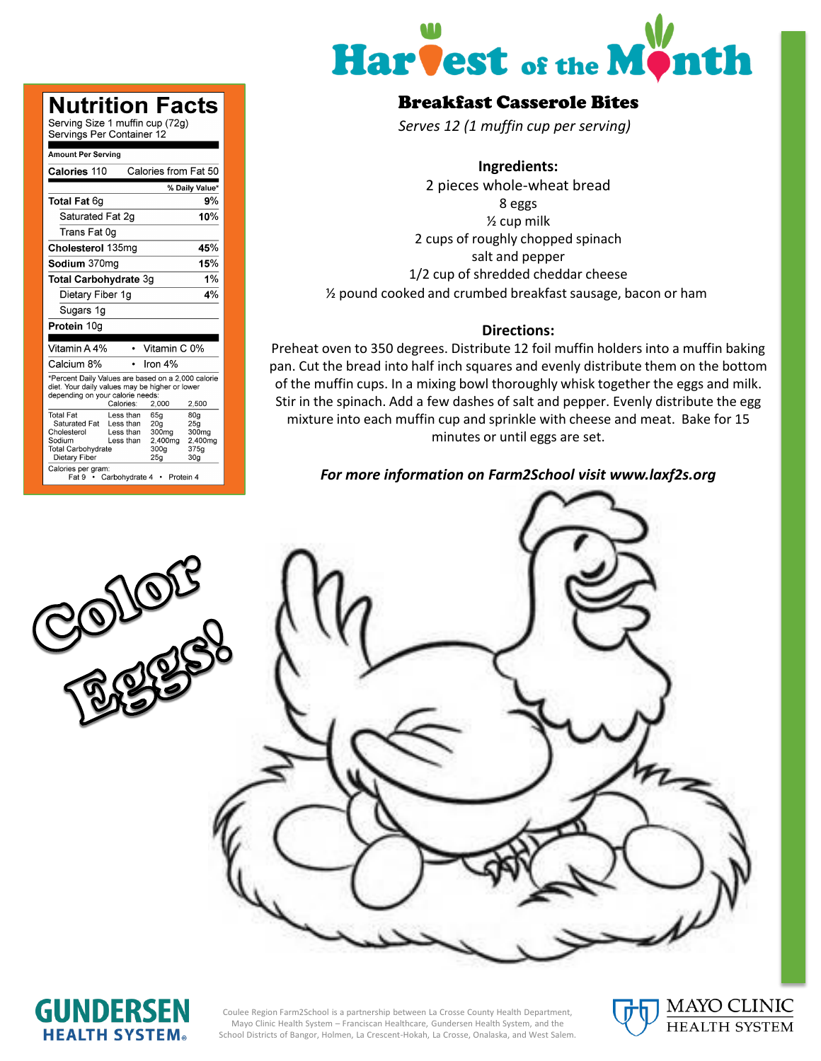# Harvest of the Month

## Breakfast Casserole Bites

*Serves 12 (1 muffin cup per serving)*

### Ingredients:

2 pieces whole-wheat bread
8 eggs
½ cup milk
2 cups of roughly chopped spinach
salt and pepper
1/2 cup of shredded cheddar cheese
½ pound cooked and crumbed breakfast sausage, bacon or ham

### Directions:

Preheat oven to 350 degrees. Distribute 12 foil muffin holders into a muffin baking pan. Cut the bread into half inch squares and evenly distribute them on the bottom of the muffin cups. In a mixing bowl thoroughly whisk together the eggs and milk. Stir in the spinach. Add a few dashes of salt and pepper. Evenly distribute the egg mixture into each muffin cup and sprinkle with cheese and meat. Bake for 15 minutes or until eggs are set.

***For more information on Farm2School visit www.laxf2s.org***

## Nutrition Facts

Serving Size 1 muffin cup (72g)
Servings Per Container 12

**Amount Per Serving**

| | |
|---|---|
| **Calories** 110 | Calories from Fat 50 |
| | **% Daily Value*** |
| **Total Fat** 6g | **9%** |
| Saturated Fat 2g | **10%** |
| Trans Fat 0g | |
| **Cholesterol** 135mg | **45%** |
| **Sodium** 370mg | **15%** |
| **Total Carbohydrate** 3g | **1%** |
| Dietary Fiber 1g | **4%** |
| Sugars 1g | |
| **Protein** 10g | |

Vitamin A 4% • Vitamin C 0%
Calcium 8% • Iron 4%

*Percent Daily Values are based on a 2,000 calorie diet. Your daily values may be higher or lower depending on your calorie needs:

| | | 2,000 | 2,500 |
|---|---|---|---|
| | Calories: | 2,000 | 2,500 |
| Total Fat | Less than | 65g | 80g |
| Saturated Fat | Less than | 20g | 25g |
| Cholesterol | Less than | 300mg | 300mg |
| Sodium | Less than | 2,400mg | 2,400mg |
| Total Carbohydrate | | 300g | 375g |
| Dietary Fiber | | 25g | 30g |

Calories per gram:
Fat 9 • Carbohydrate 4 • Protein 4

Color Eggs!

GUNDERSEN HEALTH SYSTEM

Coulee Region Farm2School is a partnership between La Crosse County Health Department, Mayo Clinic Health System – Franciscan Healthcare, Gundersen Health System, and the School Districts of Bangor, Holmen, La Crescent-Hokah, La Crosse, Onalaska, and West Salem.

MAYO CLINIC HEALTH SYSTEM